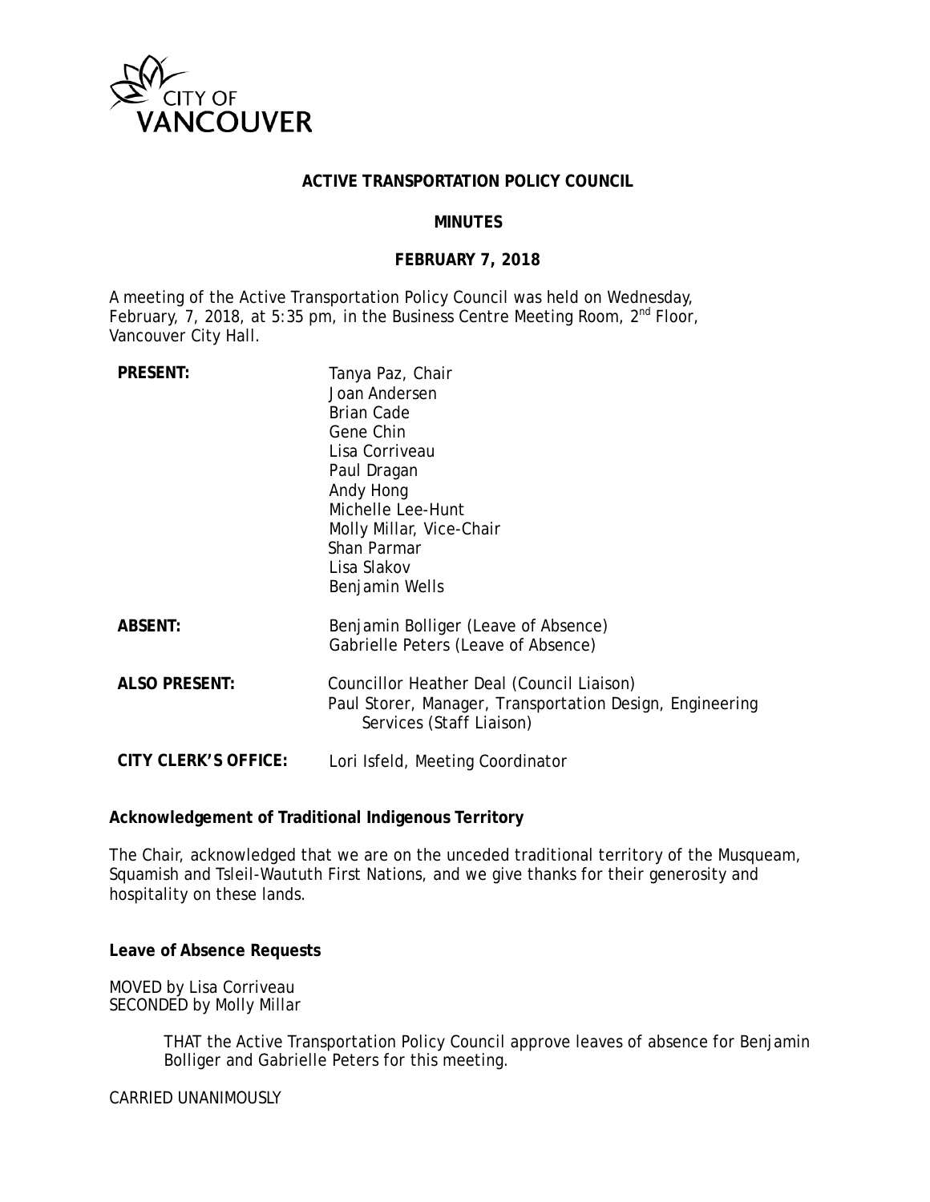CITY OF VANCOUVER

**ACTIVE TRANSPORTATION POLICY COUNCIL**

**MINUTES**

**FEBRUARY 7, 2018**

A meeting of the Active Transportation Policy Council was held on Wednesday, February, 7, 2018, at 5:35 pm, in the Business Centre Meeting Room, 2nd Floor, Vancouver City Hall.

| | |
|---|---|
| **PRESENT:** | Tanya Paz, Chair<br>Joan Andersen<br>Brian Cade<br>Gene Chin<br>Lisa Corriveau<br>Paul Dragan<br>Andy Hong<br>Michelle Lee-Hunt<br>Molly Millar, Vice-Chair<br>Shan Parmar<br>Lisa Slakov<br>Benjamin Wells |
| **ABSENT:** | Benjamin Bolliger (Leave of Absence)<br>Gabrielle Peters (Leave of Absence) |
| **ALSO PRESENT:** | Councillor Heather Deal (Council Liaison)<br>Paul Storer, Manager, Transportation Design, Engineering Services (Staff Liaison) |
| **CITY CLERK'S OFFICE:** | Lori Isfeld, Meeting Coordinator |

**Acknowledgement of Traditional Indigenous Territory**

The Chair, acknowledged that we are on the unceded traditional territory of the Musqueam, Squamish and Tsleil-Waututh First Nations, and we give thanks for their generosity and hospitality on these lands.

**Leave of Absence Requests**

MOVED by Lisa Corriveau
SECONDED by Molly Millar

> THAT the Active Transportation Policy Council approve leaves of absence for Benjamin Bolliger and Gabrielle Peters for this meeting.

CARRIED UNANIMOUSLY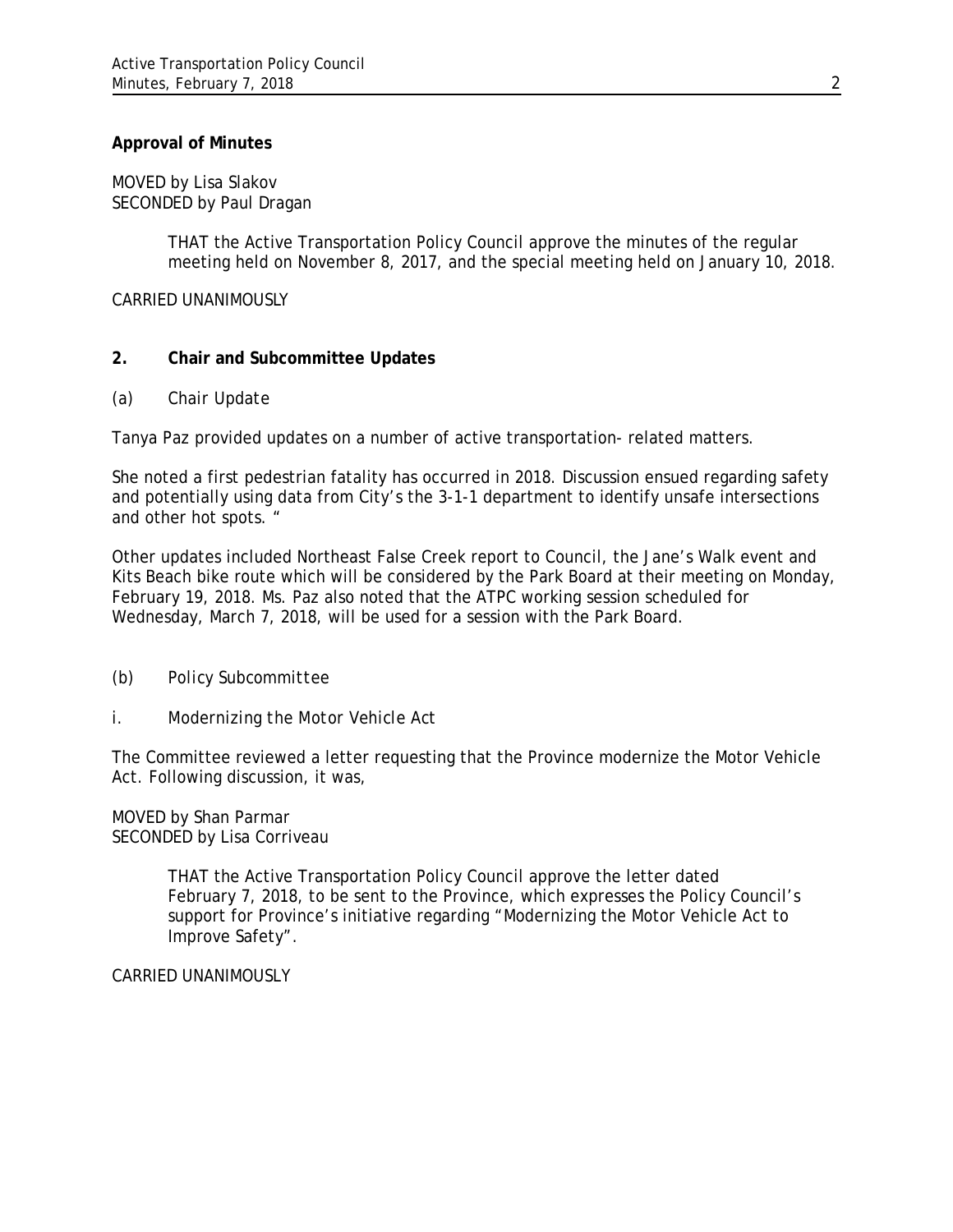**Approval of Minutes**

MOVED by Lisa Slakov
SECONDED by Paul Dragan

> THAT the Active Transportation Policy Council approve the minutes of the regular meeting held on November 8, 2017, and the special meeting held on January 10, 2018.

CARRIED UNANIMOUSLY

## 2. Chair and Subcommittee Updates

(a) Chair Update

Tanya Paz provided updates on a number of active transportation- related matters.

She noted a first pedestrian fatality has occurred in 2018. Discussion ensued regarding safety and potentially using data from City's the 3-1-1 department to identify unsafe intersections and other hot spots. "

Other updates included Northeast False Creek report to Council, the Jane's Walk event and Kits Beach bike route which will be considered by the Park Board at their meeting on Monday, February 19, 2018. Ms. Paz also noted that the ATPC working session scheduled for Wednesday, March 7, 2018, will be used for a session with the Park Board.

(b) Policy Subcommittee

i. Modernizing the Motor Vehicle Act

The Committee reviewed a letter requesting that the Province modernize the Motor Vehicle Act. Following discussion, it was,

MOVED by Shan Parmar
SECONDED by Lisa Corriveau

> THAT the Active Transportation Policy Council approve the letter dated February 7, 2018, to be sent to the Province, which expresses the Policy Council's support for Province's initiative regarding "Modernizing the Motor Vehicle Act to Improve Safety".

CARRIED UNANIMOUSLY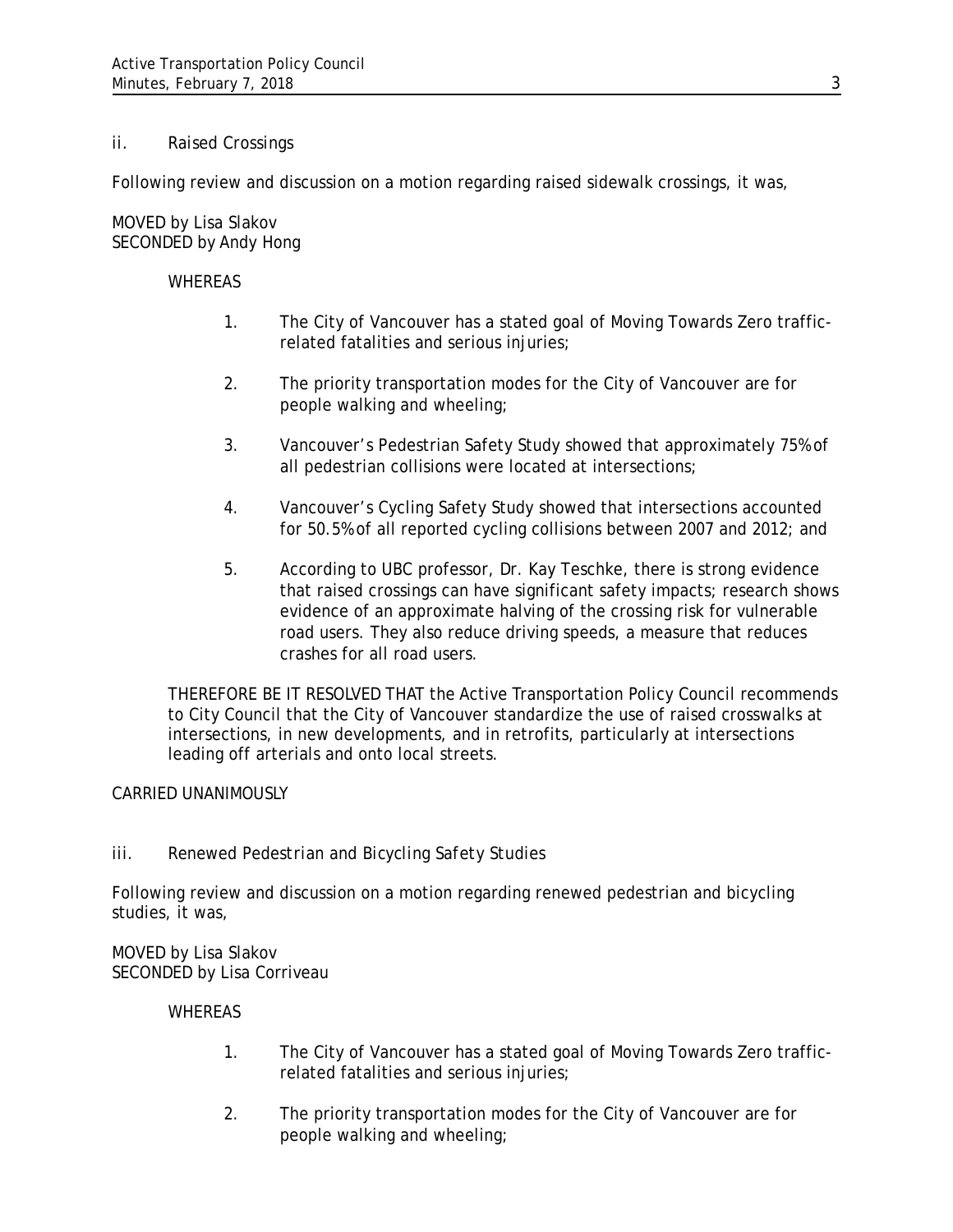ii. Raised Crossings

Following review and discussion on a motion regarding raised sidewalk crossings, it was,

MOVED by Lisa Slakov
SECONDED by Andy Hong

WHEREAS

1. The City of Vancouver has a stated goal of Moving Towards Zero traffic-related fatalities and serious injuries;

2. The priority transportation modes for the City of Vancouver are for people walking and wheeling;

3. Vancouver's Pedestrian Safety Study showed that approximately 75% of all pedestrian collisions were located at intersections;

4. Vancouver's Cycling Safety Study showed that intersections accounted for 50.5% of all reported cycling collisions between 2007 and 2012; and

5. According to UBC professor, Dr. Kay Teschke, there is strong evidence that raised crossings can have significant safety impacts; research shows evidence of an approximate halving of the crossing risk for vulnerable road users. They also reduce driving speeds, a measure that reduces crashes for all road users.

THEREFORE BE IT RESOLVED THAT the Active Transportation Policy Council recommends to City Council that the City of Vancouver standardize the use of raised crosswalks at intersections, in new developments, and in retrofits, particularly at intersections leading off arterials and onto local streets.

CARRIED UNANIMOUSLY

iii. Renewed Pedestrian and Bicycling Safety Studies

Following review and discussion on a motion regarding renewed pedestrian and bicycling studies, it was,

MOVED by Lisa Slakov
SECONDED by Lisa Corriveau

WHEREAS

1. The City of Vancouver has a stated goal of Moving Towards Zero traffic-related fatalities and serious injuries;

2. The priority transportation modes for the City of Vancouver are for people walking and wheeling;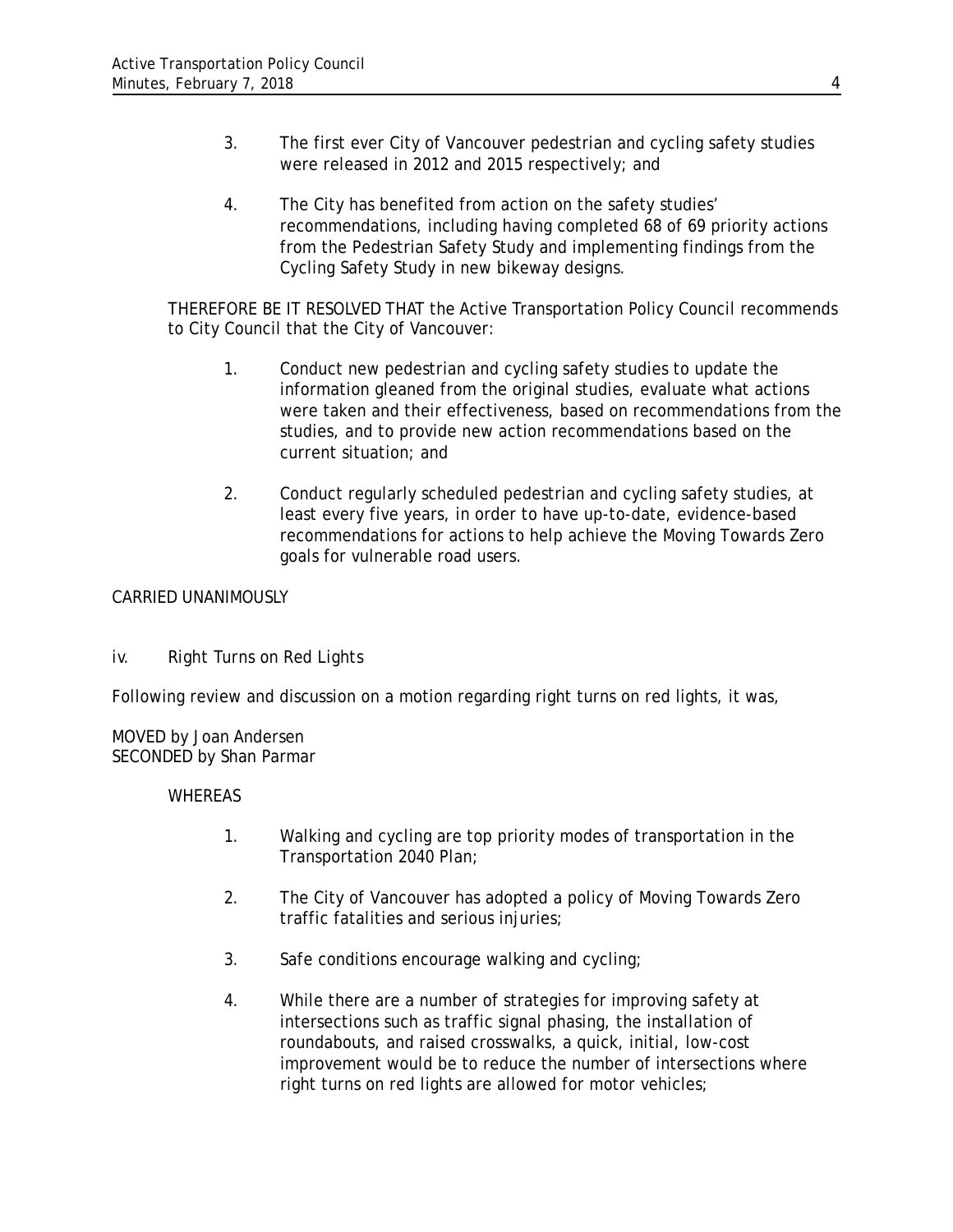3. The first ever City of Vancouver pedestrian and cycling safety studies were released in 2012 and 2015 respectively; and

4. The City has benefited from action on the safety studies' recommendations, including having completed 68 of 69 priority actions from the Pedestrian Safety Study and implementing findings from the Cycling Safety Study in new bikeway designs.

THEREFORE BE IT RESOLVED THAT the Active Transportation Policy Council recommends to City Council that the City of Vancouver:

1. Conduct new pedestrian and cycling safety studies to update the information gleaned from the original studies, evaluate what actions were taken and their effectiveness, based on recommendations from the studies, and to provide new action recommendations based on the current situation; and

2. Conduct regularly scheduled pedestrian and cycling safety studies, at least every five years, in order to have up-to-date, evidence-based recommendations for actions to help achieve the Moving Towards Zero goals for vulnerable road users.

CARRIED UNANIMOUSLY

iv. *Right Turns on Red Lights*

Following review and discussion on a motion regarding right turns on red lights, it was,

MOVED by Joan Andersen
SECONDED by Shan Parmar

WHEREAS

1. Walking and cycling are top priority modes of transportation in the Transportation 2040 Plan;

2. The City of Vancouver has adopted a policy of Moving Towards Zero traffic fatalities and serious injuries;

3. Safe conditions encourage walking and cycling;

4. While there are a number of strategies for improving safety at intersections such as traffic signal phasing, the installation of roundabouts, and raised crosswalks, a quick, initial, low-cost improvement would be to reduce the number of intersections where right turns on red lights are allowed for motor vehicles;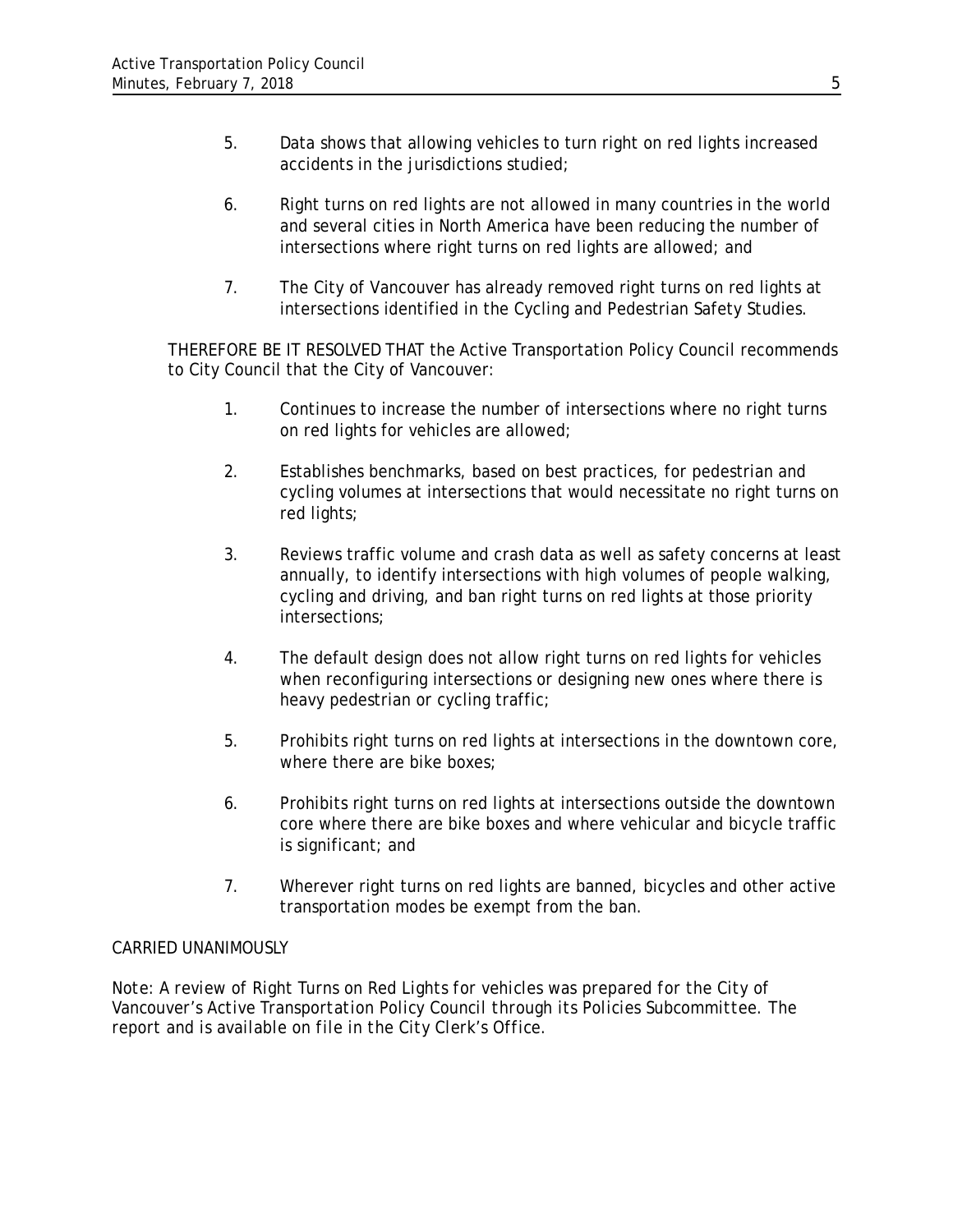5. Data shows that allowing vehicles to turn right on red lights increased accidents in the jurisdictions studied;

6. Right turns on red lights are not allowed in many countries in the world and several cities in North America have been reducing the number of intersections where right turns on red lights are allowed; and

7. The City of Vancouver has already removed right turns on red lights at intersections identified in the Cycling and Pedestrian Safety Studies.

THEREFORE BE IT RESOLVED THAT the Active Transportation Policy Council recommends to City Council that the City of Vancouver:

1. Continues to increase the number of intersections where no right turns on red lights for vehicles are allowed;

2. Establishes benchmarks, based on best practices, for pedestrian and cycling volumes at intersections that would necessitate no right turns on red lights;

3. Reviews traffic volume and crash data as well as safety concerns at least annually, to identify intersections with high volumes of people walking, cycling and driving, and ban right turns on red lights at those priority intersections;

4. The default design does not allow right turns on red lights for vehicles when reconfiguring intersections or designing new ones where there is heavy pedestrian or cycling traffic;

5. Prohibits right turns on red lights at intersections in the downtown core, where there are bike boxes;

6. Prohibits right turns on red lights at intersections outside the downtown core where there are bike boxes and where vehicular and bicycle traffic is significant; and

7. Wherever right turns on red lights are banned, bicycles and other active transportation modes be exempt from the ban.

CARRIED UNANIMOUSLY

*Note: A review of Right Turns on Red Lights for vehicles was prepared for the City of Vancouver's Active Transportation Policy Council through its Policies Subcommittee. The report and is available on file in the City Clerk's Office.*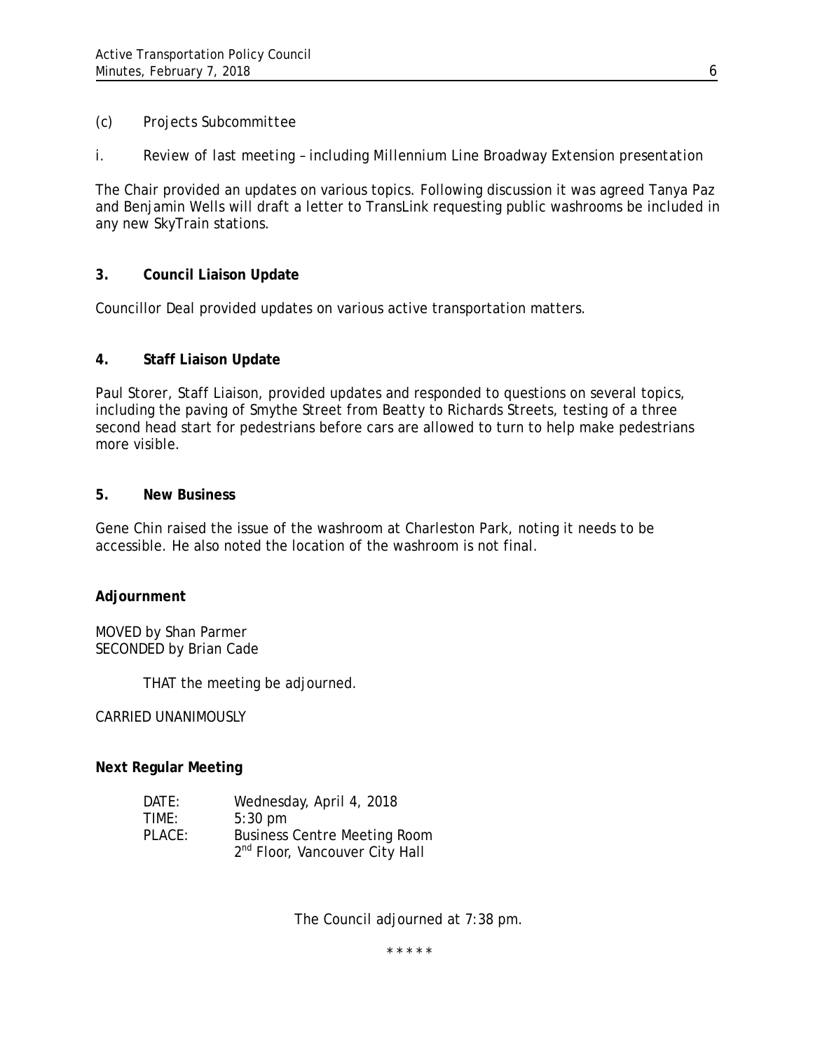(c) Projects Subcommittee

i. Review of last meeting – including Millennium Line Broadway Extension presentation

The Chair provided an updates on various topics. Following discussion it was agreed Tanya Paz and Benjamin Wells will draft a letter to TransLink requesting public washrooms be included in any new SkyTrain stations.

**3. Council Liaison Update**

Councillor Deal provided updates on various active transportation matters.

**4. Staff Liaison Update**

Paul Storer, Staff Liaison, provided updates and responded to questions on several topics, including the paving of Smythe Street from Beatty to Richards Streets, testing of a three second head start for pedestrians before cars are allowed to turn to help make pedestrians more visible.

**5. New Business**

Gene Chin raised the issue of the washroom at Charleston Park, noting it needs to be accessible. He also noted the location of the washroom is not final.

**Adjournment**

MOVED by Shan Parmer
SECONDED by Brian Cade

THAT the meeting be adjourned.

CARRIED UNANIMOUSLY

**Next Regular Meeting**

DATE: Wednesday, April 4, 2018
TIME: 5:30 pm
PLACE: Business Centre Meeting Room
2nd Floor, Vancouver City Hall

The Council adjourned at 7:38 pm.

\* \* \* \* \*